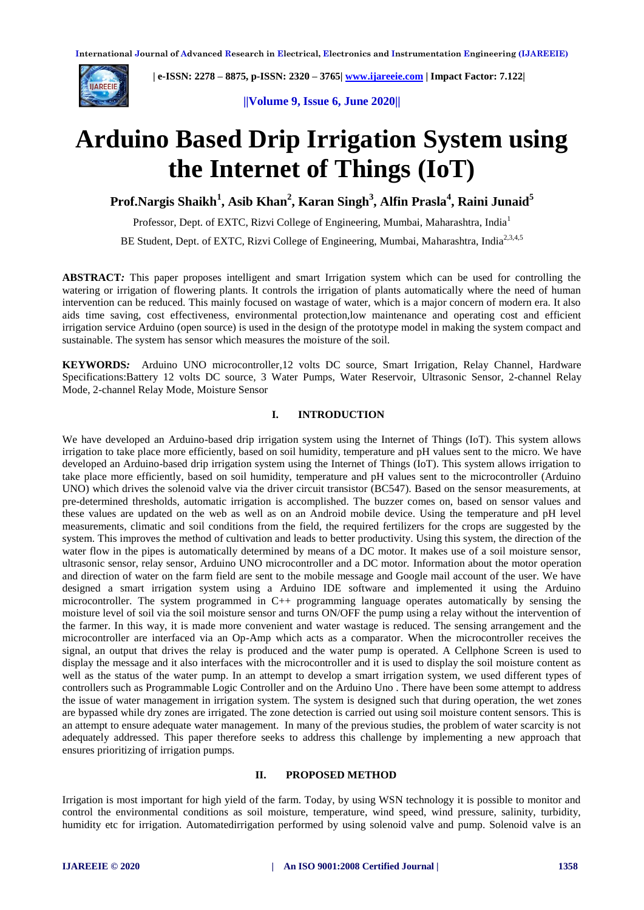# Arduino Based Drip Irrigation System using the Internet of Things (IoT)

**Prof.Nargis Shaikh[1], Asib Khan[2], Karan Singh[3], Alfin Prasla[4], Raini Junaid[5]**

Professor, Dept. of EXTC, Rizvi College of Engineering, Mumbai, Maharashtra, India[1]

BE Student, Dept. of EXTC, Rizvi College of Engineering, Mumbai, Maharashtra, India[2,3,4,5]

**ABSTRACT***:* This paper proposes intelligent and smart Irrigation system which can be used for controlling the watering or irrigation of flowering plants. It controls the irrigation of plants automatically where the need of human intervention can be reduced. This mainly focused on wastage of water, which is a major concern of modern era. It also aids time saving, cost effectiveness, environmental protection,low maintenance and operating cost and efficient irrigation service Arduino (open source) is used in the design of the prototype model in making the system compact and sustainable. The system has sensor which measures the moisture of the soil.

**KEYWORDS***:* Arduino UNO microcontroller,12 volts DC source, Smart Irrigation, Relay Channel, Hardware Specifications:Battery 12 volts DC source, 3 Water Pumps, Water Reservoir, Ultrasonic Sensor, 2-channel Relay Mode, 2-channel Relay Mode, Moisture Sensor

## I. INTRODUCTION

We have developed an Arduino-based drip irrigation system using the Internet of Things (IoT). This system allows irrigation to take place more efficiently, based on soil humidity, temperature and pH values sent to the micro. We have developed an Arduino-based drip irrigation system using the Internet of Things (IoT). This system allows irrigation to take place more efficiently, based on soil humidity, temperature and pH values sent to the microcontroller (Arduino UNO) which drives the solenoid valve via the driver circuit transistor (BC547). Based on the sensor measurements, at pre-determined thresholds, automatic irrigation is accomplished. The buzzer comes on, based on sensor values and these values are updated on the web as well as on an Android mobile device. Using the temperature and pH level measurements, climatic and soil conditions from the field, the required fertilizers for the crops are suggested by the system. This improves the method of cultivation and leads to better productivity. Using this system, the direction of the water flow in the pipes is automatically determined by means of a DC motor. It makes use of a soil moisture sensor, ultrasonic sensor, relay sensor, Arduino UNO microcontroller and a DC motor. Information about the motor operation and direction of water on the farm field are sent to the mobile message and Google mail account of the user. We have designed a smart irrigation system using a Arduino IDE software and implemented it using the Arduino microcontroller. The system programmed in C++ programming language operates automatically by sensing the moisture level of soil via the soil moisture sensor and turns ON/OFF the pump using a relay without the intervention of the farmer. In this way, it is made more convenient and water wastage is reduced. The sensing arrangement and the microcontroller are interfaced via an Op-Amp which acts as a comparator. When the microcontroller receives the signal, an output that drives the relay is produced and the water pump is operated. A Cellphone Screen is used to display the message and it also interfaces with the microcontroller and it is used to display the soil moisture content as well as the status of the water pump. In an attempt to develop a smart irrigation system, we used different types of controllers such as Programmable Logic Controller and on the Arduino Uno . There have been some attempt to address the issue of water management in irrigation system. The system is designed such that during operation, the wet zones are bypassed while dry zones are irrigated. The zone detection is carried out using soil moisture content sensors. This is an attempt to ensure adequate water management. In many of the previous studies, the problem of water scarcity is not adequately addressed. This paper therefore seeks to address this challenge by implementing a new approach that ensures prioritizing of irrigation pumps.

## II. PROPOSED METHOD

Irrigation is most important for high yield of the farm. Today, by using WSN technology it is possible to monitor and control the environmental conditions as soil moisture, temperature, wind speed, wind pressure, salinity, turbidity, humidity etc for irrigation. Automatedirrigation performed by using solenoid valve and pump. Solenoid valve is an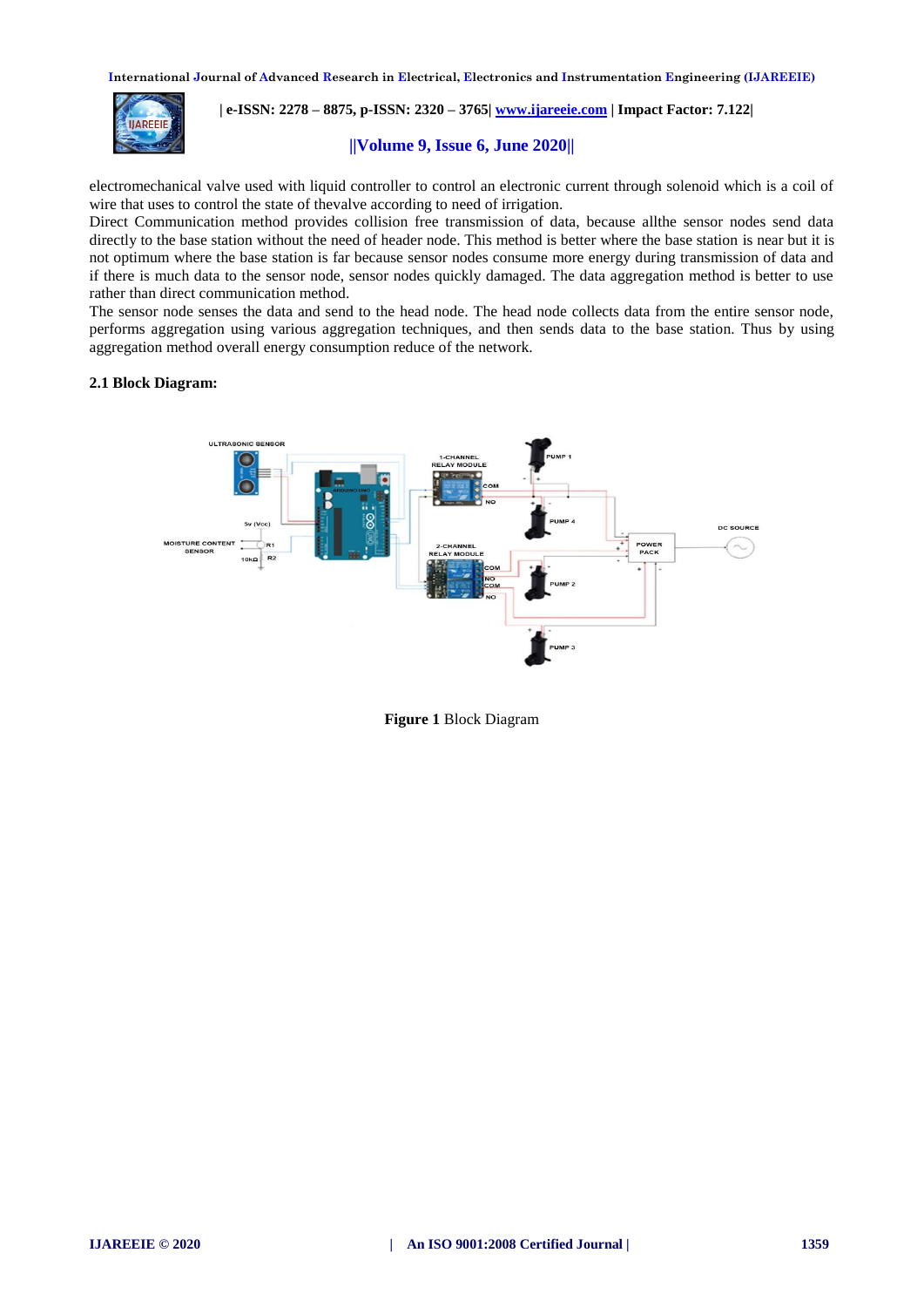electromechanical valve used with liquid controller to control an electronic current through solenoid which is a coil of wire that uses to control the state of thevalve according to need of irrigation.

Direct Communication method provides collision free transmission of data, because allthe sensor nodes send data directly to the base station without the need of header node. This method is better where the base station is near but it is not optimum where the base station is far because sensor nodes consume more energy during transmission of data and if there is much data to the sensor node, sensor nodes quickly damaged. The data aggregation method is better to use rather than direct communication method.

The sensor node senses the data and send to the head node. The head node collects data from the entire sensor node, performs aggregation using various aggregation techniques, and then sends data to the base station. Thus by using aggregation method overall energy consumption reduce of the network.

### 2.1 Block Diagram:

**Figure 1** Block Diagram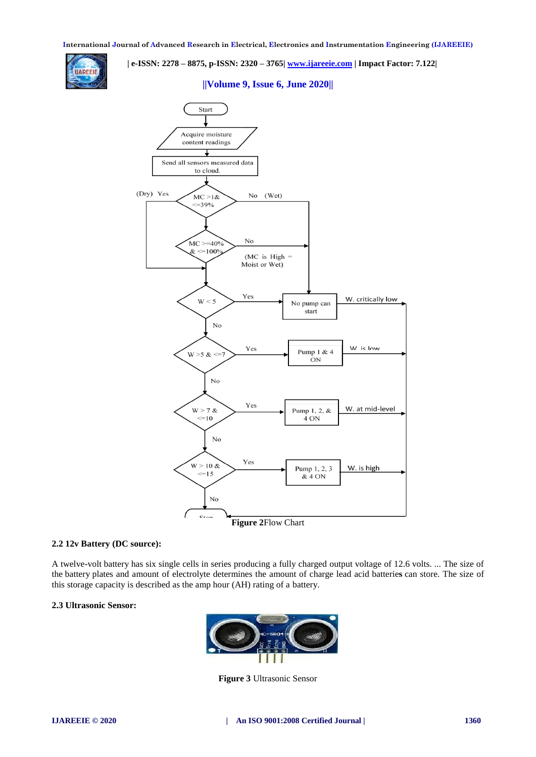Figure 2 Flow Chart

### 2.2 12v Battery (DC source):

A twelve-volt battery has six single cells in series producing a fully charged output voltage of 12.6 volts. ... The size of the battery plates and amount of electrolyte determines the amount of charge lead acid batteries can store. The size of this storage capacity is described as the amp hour (AH) rating of a battery.

### 2.3 Ultrasonic Sensor:

**Figure 3** Ultrasonic Sensor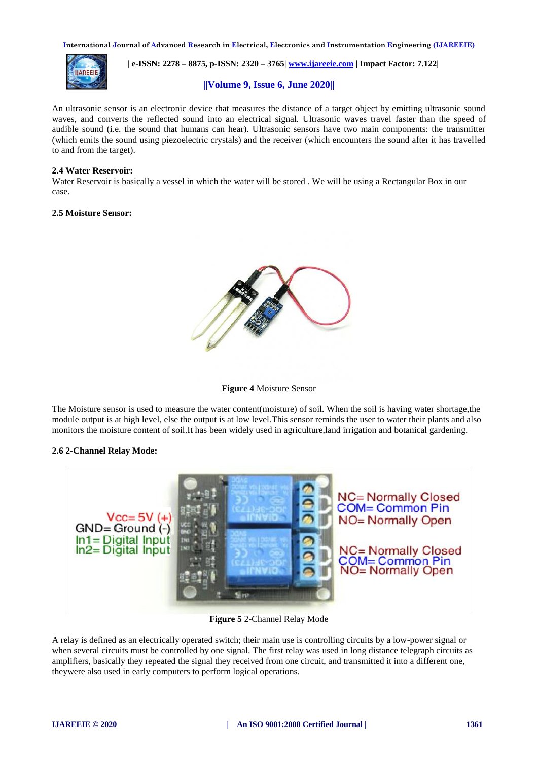An ultrasonic sensor is an electronic device that measures the distance of a target object by emitting ultrasonic sound waves, and converts the reflected sound into an electrical signal. Ultrasonic waves travel faster than the speed of audible sound (i.e. the sound that humans can hear). Ultrasonic sensors have two main components: the transmitter (which emits the sound using piezoelectric crystals) and the receiver (which encounters the sound after it has travelled to and from the target).

**2.4 Water Reservoir:**
Water Reservoir is basically a vessel in which the water will be stored . We will be using a Rectangular Box in our case.

**2.5 Moisture Sensor:**

**Figure 4** Moisture Sensor

The Moisture sensor is used to measure the water content(moisture) of soil. When the soil is having water shortage,the module output is at high level, else the output is at low level.This sensor reminds the user to water their plants and also monitors the moisture content of soil.It has been widely used in agriculture,land irrigation and botanical gardening.

**2.6 2-Channel Relay Mode:**

**Figure 5** 2-Channel Relay Mode

A relay is defined as an electrically operated switch; their main use is controlling circuits by a low-power signal or when several circuits must be controlled by one signal. The first relay was used in long distance telegraph circuits as amplifiers, basically they repeated the signal they received from one circuit, and transmitted it into a different one, theywere also used in early computers to perform logical operations.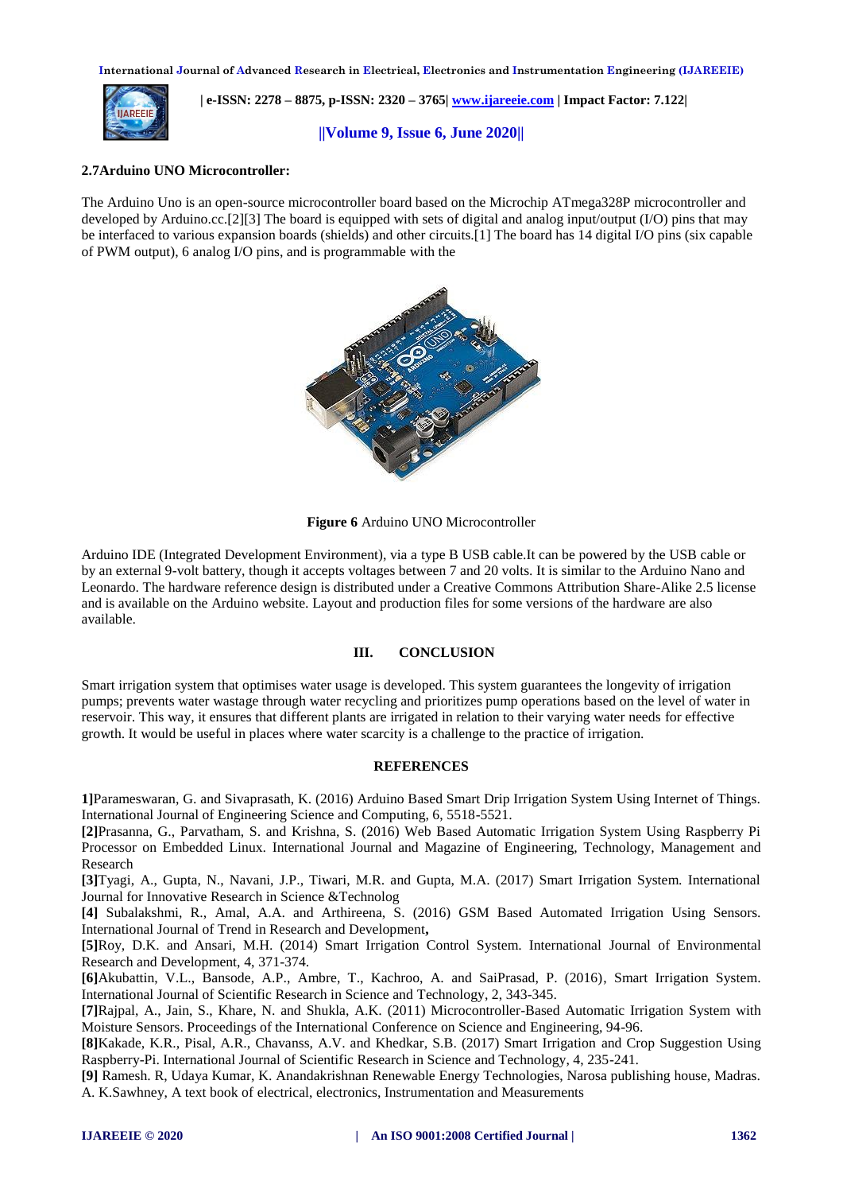### 2.7Arduino UNO Microcontroller:

The Arduino Uno is an open-source microcontroller board based on the Microchip ATmega328P microcontroller and developed by Arduino.cc.[2][3] The board is equipped with sets of digital and analog input/output (I/O) pins that may be interfaced to various expansion boards (shields) and other circuits.[1] The board has 14 digital I/O pins (six capable of PWM output), 6 analog I/O pins, and is programmable with the

**Figure 6** Arduino UNO Microcontroller

Arduino IDE (Integrated Development Environment), via a type B USB cable.It can be powered by the USB cable or by an external 9-volt battery, though it accepts voltages between 7 and 20 volts. It is similar to the Arduino Nano and Leonardo. The hardware reference design is distributed under a Creative Commons Attribution Share-Alike 2.5 license and is available on the Arduino website. Layout and production files for some versions of the hardware are also available.

## III. CONCLUSION

Smart irrigation system that optimises water usage is developed. This system guarantees the longevity of irrigation pumps; prevents water wastage through water recycling and prioritizes pump operations based on the level of water in reservoir. This way, it ensures that different plants are irrigated in relation to their varying water needs for effective growth. It would be useful in places where water scarcity is a challenge to the practice of irrigation.

## REFERENCES

**1]**Parameswaran, G. and Sivaprasath, K. (2016) Arduino Based Smart Drip Irrigation System Using Internet of Things. International Journal of Engineering Science and Computing, 6, 5518-5521.

**[2]**Prasanna, G., Parvatham, S. and Krishna, S. (2016) Web Based Automatic Irrigation System Using Raspberry Pi Processor on Embedded Linux. International Journal and Magazine of Engineering, Technology, Management and Research

**[3]**Tyagi, A., Gupta, N., Navani, J.P., Tiwari, M.R. and Gupta, M.A. (2017) Smart Irrigation System. International Journal for Innovative Research in Science &Technolog

**[4]** Subalakshmi, R., Amal, A.A. and Arthireena, S. (2016) GSM Based Automated Irrigation Using Sensors. International Journal of Trend in Research and Development**,**

**[5]**Roy, D.K. and Ansari, M.H. (2014) Smart Irrigation Control System. International Journal of Environmental Research and Development, 4, 371-374.

**[6]**Akubattin, V.L., Bansode, A.P., Ambre, T., Kachroo, A. and SaiPrasad, P. (2016), Smart Irrigation System. International Journal of Scientific Research in Science and Technology, 2, 343-345.

**[7]**Rajpal, A., Jain, S., Khare, N. and Shukla, A.K. (2011) Microcontroller-Based Automatic Irrigation System with Moisture Sensors. Proceedings of the International Conference on Science and Engineering, 94-96.

**[8]**Kakade, K.R., Pisal, A.R., Chavanss, A.V. and Khedkar, S.B. (2017) Smart Irrigation and Crop Suggestion Using Raspberry-Pi. International Journal of Scientific Research in Science and Technology, 4, 235-241.

**[9]** Ramesh. R, Udaya Kumar, K. Anandakrishnan Renewable Energy Technologies, Narosa publishing house, Madras. A. K.Sawhney, A text book of electrical, electronics, Instrumentation and Measurements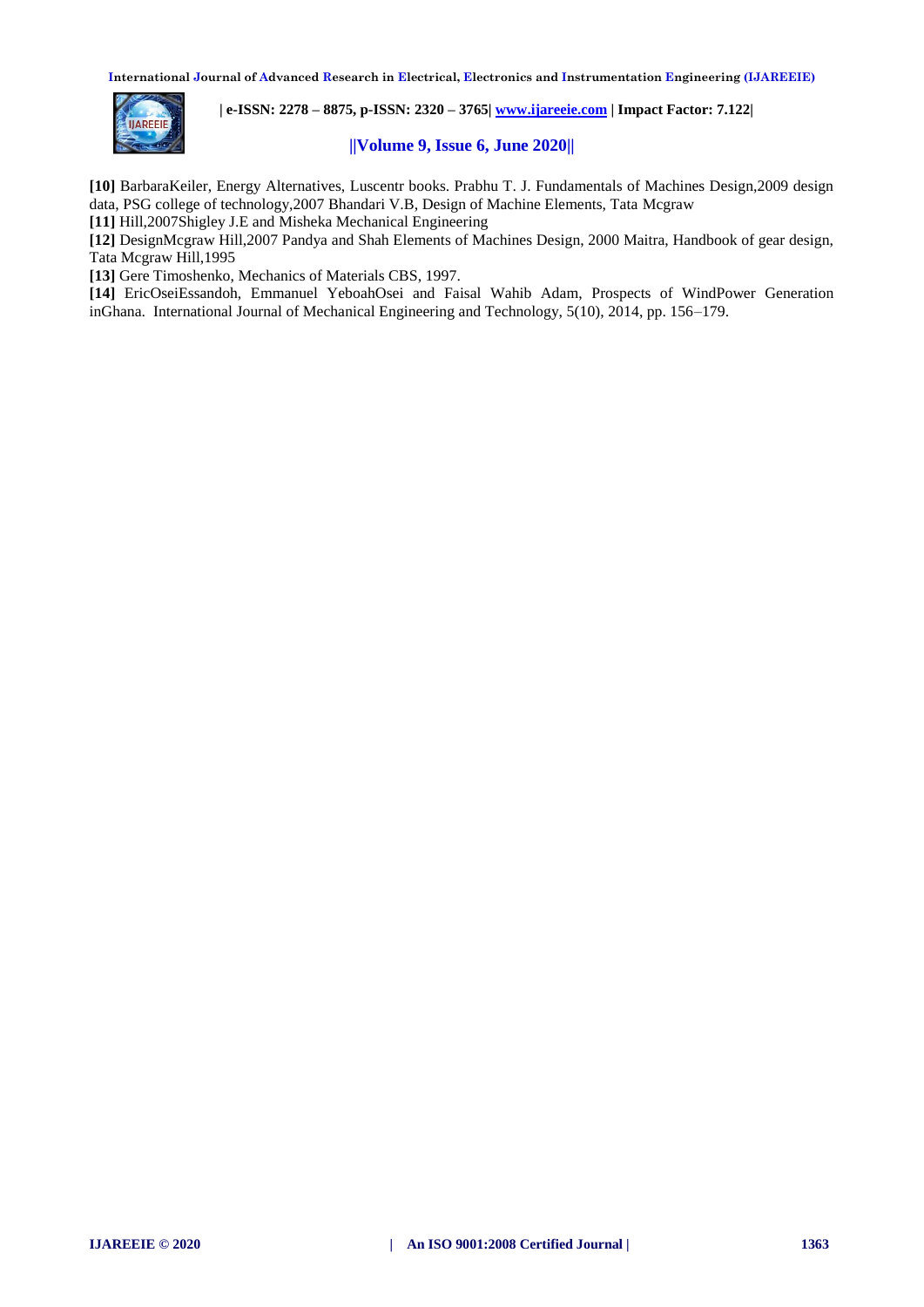**[10]** BarbaraKeiler, Energy Alternatives, Luscentr books. Prabhu T. J. Fundamentals of Machines Design,2009 design data, PSG college of technology,2007 Bhandari V.B, Design of Machine Elements, Tata Mcgraw

**[11]** Hill,2007Shigley J.E and Misheka Mechanical Engineering

**[12]** DesignMcgraw Hill,2007 Pandya and Shah Elements of Machines Design, 2000 Maitra, Handbook of gear design, Tata Mcgraw Hill,1995

**[13]** Gere Timoshenko, Mechanics of Materials CBS, 1997.

**[14]** EricOseiEssandoh, Emmanuel YeboahOsei and Faisal Wahib Adam, Prospects of WindPower Generation inGhana. International Journal of Mechanical Engineering and Technology, 5(10), 2014, pp. 156–179.